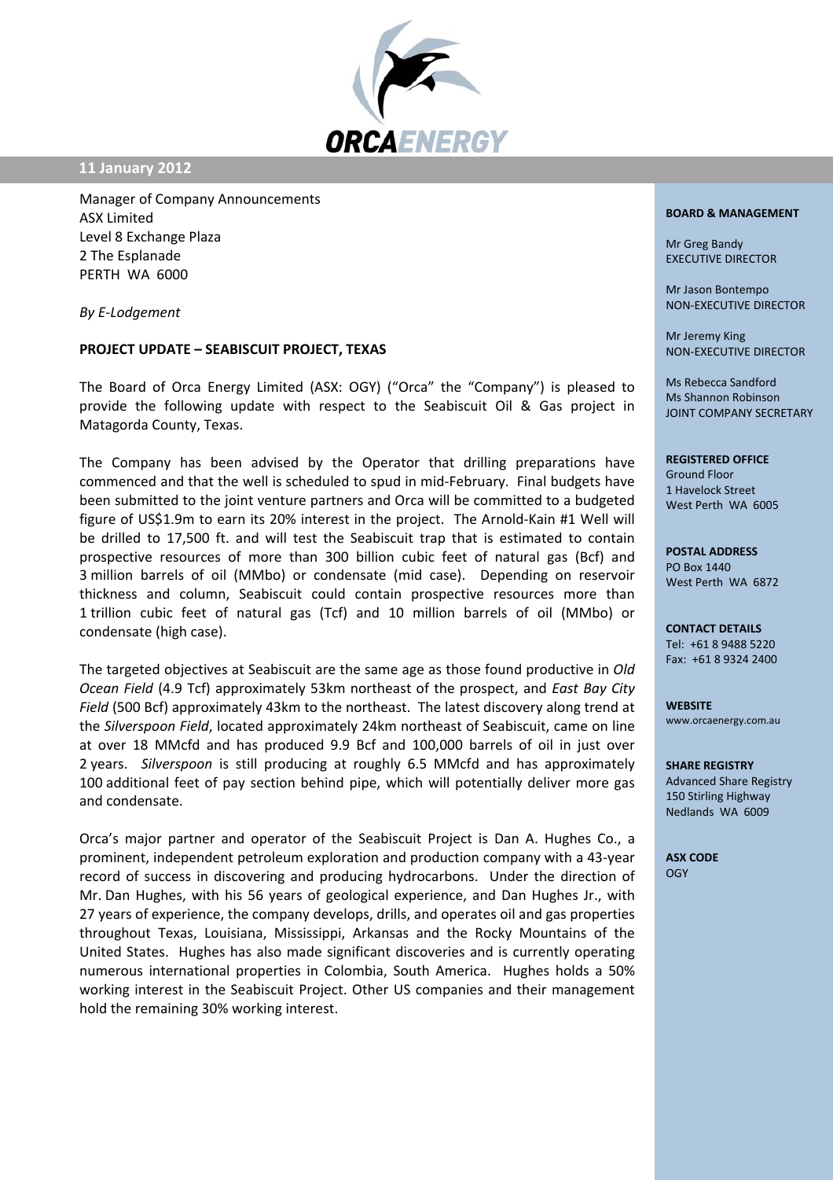**11 January 2012**

Manager of Company Announcements
ASX Limited
Level 8 Exchange Plaza
2 The Esplanade
PERTH WA 6000

*By E-Lodgement*

**PROJECT UPDATE – SEABISCUIT PROJECT, TEXAS**

The Board of Orca Energy Limited (ASX: OGY) ("Orca" the "Company") is pleased to provide the following update with respect to the Seabiscuit Oil & Gas project in Matagorda County, Texas.

The Company has been advised by the Operator that drilling preparations have commenced and that the well is scheduled to spud in mid-February. Final budgets have been submitted to the joint venture partners and Orca will be committed to a budgeted figure of US$1.9m to earn its 20% interest in the project. The Arnold-Kain #1 Well will be drilled to 17,500 ft. and will test the Seabiscuit trap that is estimated to contain prospective resources of more than 300 billion cubic feet of natural gas (Bcf) and 3 million barrels of oil (MMbo) or condensate (mid case). Depending on reservoir thickness and column, Seabiscuit could contain prospective resources more than 1 trillion cubic feet of natural gas (Tcf) and 10 million barrels of oil (MMbo) or condensate (high case).

The targeted objectives at Seabiscuit are the same age as those found productive in *Old Ocean Field* (4.9 Tcf) approximately 53km northeast of the prospect, and *East Bay City Field* (500 Bcf) approximately 43km to the northeast. The latest discovery along trend at the *Silverspoon Field*, located approximately 24km northeast of Seabiscuit, came on line at over 18 MMcfd and has produced 9.9 Bcf and 100,000 barrels of oil in just over 2 years. *Silverspoon* is still producing at roughly 6.5 MMcfd and has approximately 100 additional feet of pay section behind pipe, which will potentially deliver more gas and condensate.

Orca's major partner and operator of the Seabiscuit Project is Dan A. Hughes Co., a prominent, independent petroleum exploration and production company with a 43-year record of success in discovering and producing hydrocarbons. Under the direction of Mr. Dan Hughes, with his 56 years of geological experience, and Dan Hughes Jr., with 27 years of experience, the company develops, drills, and operates oil and gas properties throughout Texas, Louisiana, Mississippi, Arkansas and the Rocky Mountains of the United States. Hughes has also made significant discoveries and is currently operating numerous international properties in Colombia, South America. Hughes holds a 50% working interest in the Seabiscuit Project. Other US companies and their management hold the remaining 30% working interest.

**BOARD & MANAGEMENT**

Mr Greg Bandy
EXECUTIVE DIRECTOR

Mr Jason Bontempo
NON-EXECUTIVE DIRECTOR

Mr Jeremy King
NON-EXECUTIVE DIRECTOR

Ms Rebecca Sandford
Ms Shannon Robinson
JOINT COMPANY SECRETARY

**REGISTERED OFFICE**
Ground Floor
1 Havelock Street
West Perth WA 6005

**POSTAL ADDRESS**
PO Box 1440
West Perth WA 6872

**CONTACT DETAILS**
Tel: +61 8 9488 5220
Fax: +61 8 9324 2400

**WEBSITE**
www.orcaenergy.com.au

**SHARE REGISTRY**
Advanced Share Registry
150 Stirling Highway
Nedlands WA 6009

**ASX CODE**
OGY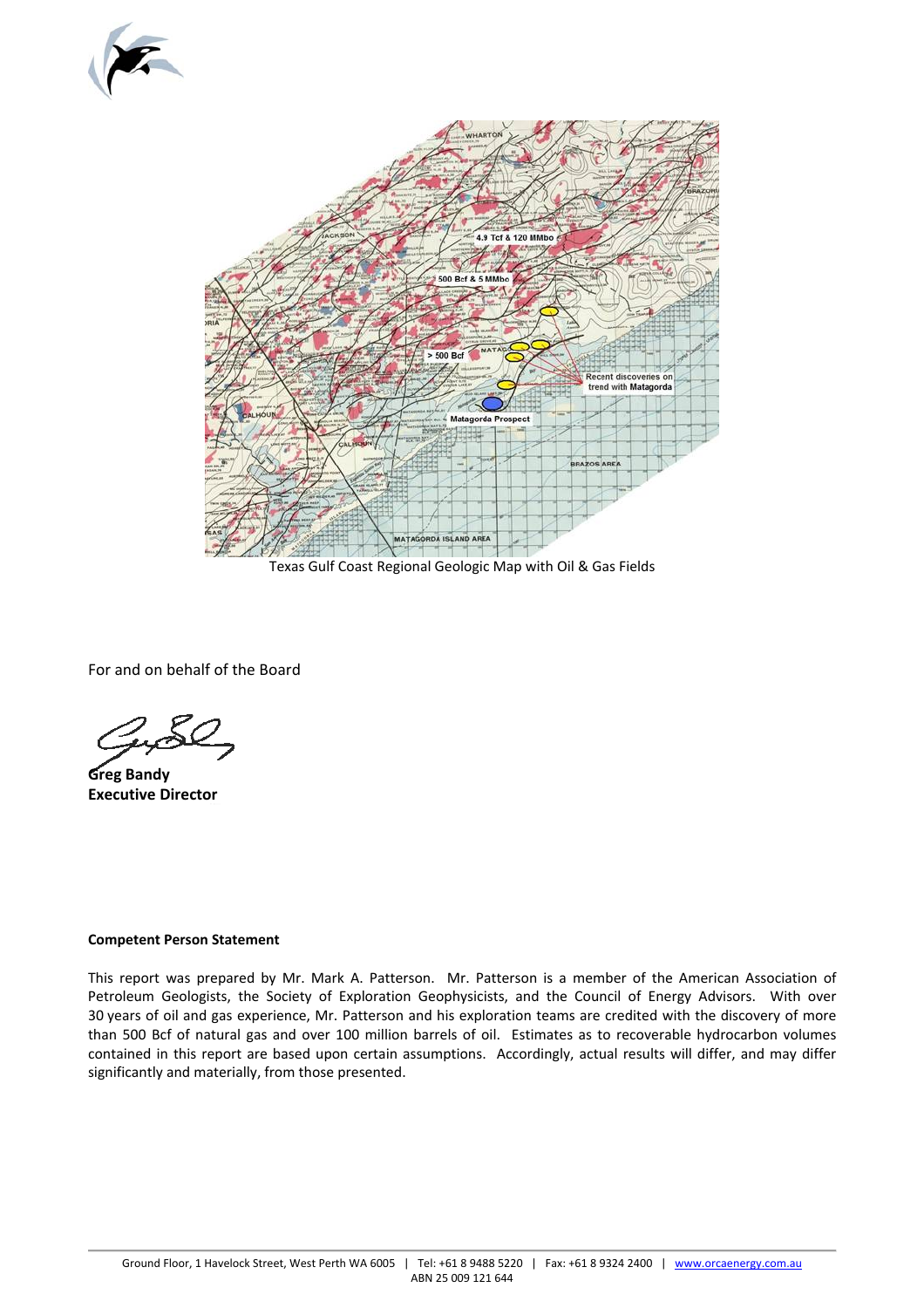4.9 Tcf & 120 MMbo

500 Bcf & 5 MMbo

> 500 Bcf

Recent discoveries on trend with Matagorda

Matagorda Prospect

Texas Gulf Coast Regional Geologic Map with Oil & Gas Fields

For and on behalf of the Board

**Greg Bandy**
**Executive Director**

**Competent Person Statement**

This report was prepared by Mr. Mark A. Patterson. Mr. Patterson is a member of the American Association of Petroleum Geologists, the Society of Exploration Geophysicists, and the Council of Energy Advisors. With over 30 years of oil and gas experience, Mr. Patterson and his exploration teams are credited with the discovery of more than 500 Bcf of natural gas and over 100 million barrels of oil. Estimates as to recoverable hydrocarbon volumes contained in this report are based upon certain assumptions. Accordingly, actual results will differ, and may differ significantly and materially, from those presented.